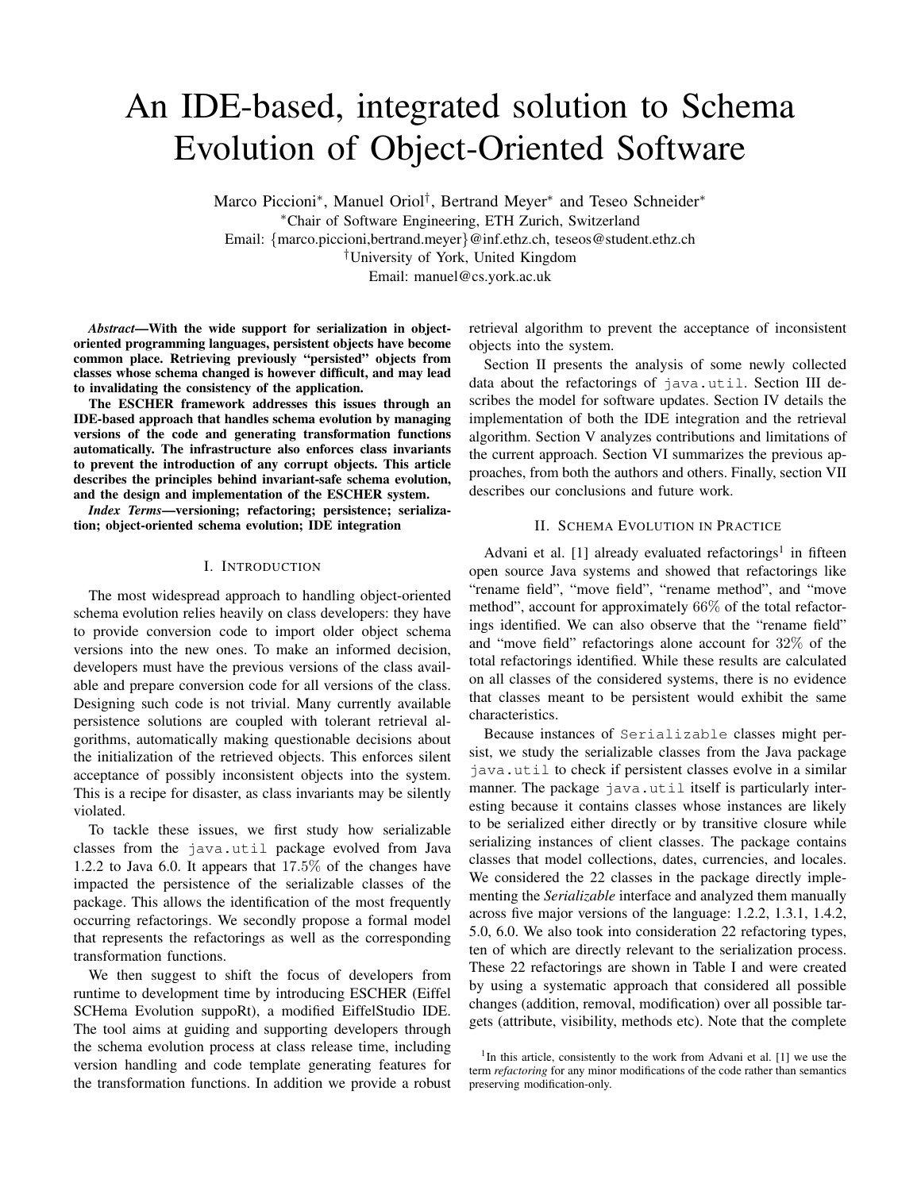# An IDE-based, integrated solution to Schema Evolution of Object-Oriented Software

Marco Piccioni*, Manuel Oriol†, Bertrand Meyer* and Teseo Schneider*

*Chair of Software Engineering, ETH Zurich, Switzerland

Email: {marco.piccioni,bertrand.meyer}@inf.ethz.ch, teseos@student.ethz.ch

†University of York, United Kingdom

Email: manuel@cs.york.ac.uk

***Abstract*—With the wide support for serialization in object-oriented programming languages, persistent objects have become common place. Retrieving previously "persisted" objects from classes whose schema changed is however difficult, and may lead to invalidating the consistency of the application.**

**The ESCHER framework addresses this issues through an IDE-based approach that handles schema evolution by managing versions of the code and generating transformation functions automatically. The infrastructure also enforces class invariants to prevent the introduction of any corrupt objects. This article describes the principles behind invariant-safe schema evolution, and the design and implementation of the ESCHER system.**

***Index Terms*—versioning; refactoring; persistence; serialization; object-oriented schema evolution; IDE integration**

## I. Introduction

The most widespread approach to handling object-oriented schema evolution relies heavily on class developers: they have to provide conversion code to import older object schema versions into the new ones. To make an informed decision, developers must have the previous versions of the class available and prepare conversion code for all versions of the class. Designing such code is not trivial. Many currently available persistence solutions are coupled with tolerant retrieval algorithms, automatically making questionable decisions about the initialization of the retrieved objects. This enforces silent acceptance of possibly inconsistent objects into the system. This is a recipe for disaster, as class invariants may be silently violated.

To tackle these issues, we first study how serializable classes from the `java.util` package evolved from Java 1.2.2 to Java 6.0. It appears that $17.5\%$ of the changes have impacted the persistence of the serializable classes of the package. This allows the identification of the most frequently occurring refactorings. We secondly propose a formal model that represents the refactorings as well as the corresponding transformation functions.

We then suggest to shift the focus of developers from runtime to development time by introducing ESCHER (Eiffel SCHema Evolution suppoRt), a modified EiffelStudio IDE. The tool aims at guiding and supporting developers through the schema evolution process at class release time, including version handling and code template generating features for the transformation functions. In addition we provide a robust retrieval algorithm to prevent the acceptance of inconsistent objects into the system.

Section II presents the analysis of some newly collected data about the refactorings of `java.util`. Section III describes the model for software updates. Section IV details the implementation of both the IDE integration and the retrieval algorithm. Section V analyzes contributions and limitations of the current approach. Section VI summarizes the previous approaches, from both the authors and others. Finally, section VII describes our conclusions and future work.

## II. Schema Evolution in Practice

Advani et al. [1] already evaluated refactorings[1] in fifteen open source Java systems and showed that refactorings like "rename field", "move field", "rename method", and "move method", account for approximately $66\%$ of the total refactorings identified. We can also observe that the "rename field" and "move field" refactorings alone account for $32\%$ of the total refactorings identified. While these results are calculated on all classes of the considered systems, there is no evidence that classes meant to be persistent would exhibit the same characteristics.

Because instances of `Serializable` classes might persist, we study the serializable classes from the Java package `java.util` to check if persistent classes evolve in a similar manner. The package `java.util` itself is particularly interesting because it contains classes whose instances are likely to be serialized either directly or by transitive closure while serializing instances of client classes. The package contains classes that model collections, dates, currencies, and locales. We considered the 22 classes in the package directly implementing the *Serializable* interface and analyzed them manually across five major versions of the language: 1.2.2, 1.3.1, 1.4.2, 5.0, 6.0. We also took into consideration 22 refactoring types, ten of which are directly relevant to the serialization process. These 22 refactorings are shown in Table I and were created by using a systematic approach that considered all possible changes (addition, removal, modification) over all possible targets (attribute, visibility, methods etc). Note that the complete

[1] In this article, consistently to the work from Advani et al. [1] we use the term *refactoring* for any minor modifications of the code rather than semantics preserving modification-only.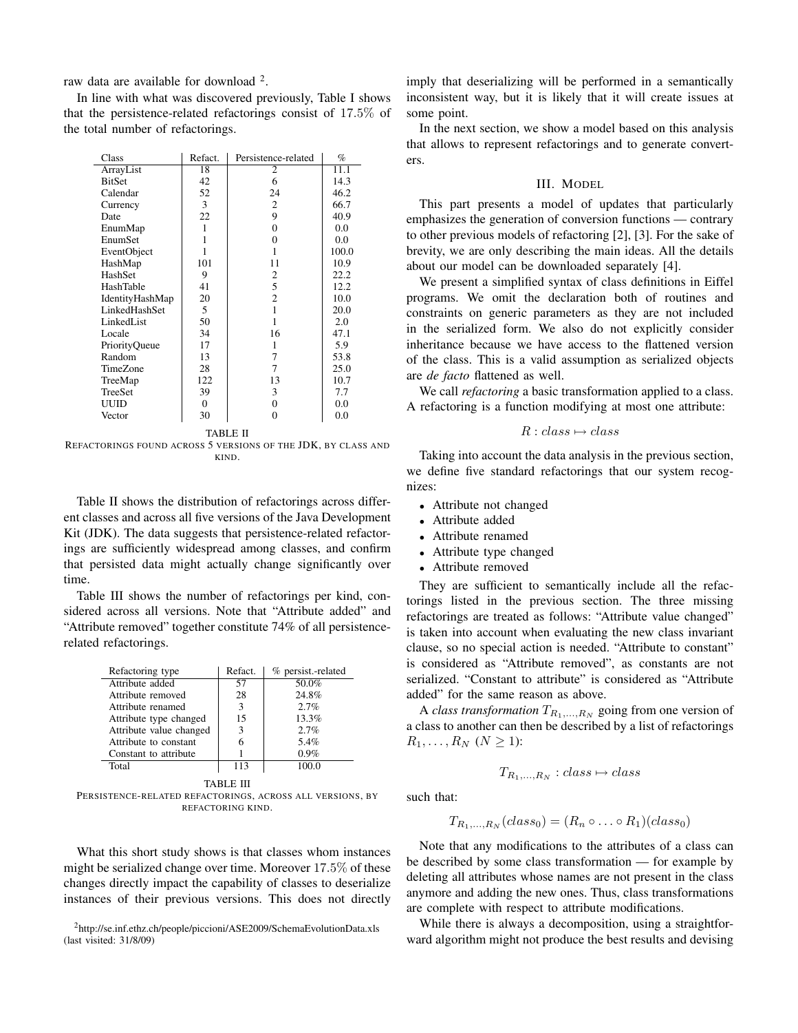raw data are available for download [2].

In line with what was discovered previously, Table I shows that the persistence-related refactorings consist of 17.5% of the total number of refactorings.

| Class | Refact. | Persistence-related | % |
|---|---|---|---|
| ArrayList | 18 | 2 | 11.1 |
| BitSet | 42 | 6 | 14.3 |
| Calendar | 52 | 24 | 46.2 |
| Currency | 3 | 2 | 66.7 |
| Date | 22 | 9 | 40.9 |
| EnumMap | 1 | 0 | 0.0 |
| EnumSet | 1 | 0 | 0.0 |
| EventObject | 1 | 1 | 100.0 |
| HashMap | 101 | 11 | 10.9 |
| HashSet | 9 | 2 | 22.2 |
| HashTable | 41 | 5 | 12.2 |
| IdentityHashMap | 20 | 2 | 10.0 |
| LinkedHashSet | 5 | 1 | 20.0 |
| LinkedList | 50 | 1 | 2.0 |
| Locale | 34 | 16 | 47.1 |
| PriorityQueue | 17 | 1 | 5.9 |
| Random | 13 | 7 | 53.8 |
| TimeZone | 28 | 7 | 25.0 |
| TreeMap | 122 | 13 | 10.7 |
| TreeSet | 39 | 3 | 7.7 |
| UUID | 0 | 0 | 0.0 |
| Vector | 30 | 0 | 0.0 |

TABLE II
REFACTORINGS FOUND ACROSS 5 VERSIONS OF THE JDK, BY CLASS AND KIND.

Table II shows the distribution of refactorings across different classes and across all five versions of the Java Development Kit (JDK). The data suggests that persistence-related refactorings are sufficiently widespread among classes, and confirm that persisted data might actually change significantly over time.

Table III shows the number of refactorings per kind, considered across all versions. Note that "Attribute added" and "Attribute removed" together constitute 74% of all persistence-related refactorings.

| Refactoring type | Refact. | % persist.-related |
|---|---|---|
| Attribute added | 57 | 50.0% |
| Attribute removed | 28 | 24.8% |
| Attribute renamed | 3 | 2.7% |
| Attribute type changed | 15 | 13.3% |
| Attribute value changed | 3 | 2.7% |
| Attribute to constant | 6 | 5.4% |
| Constant to attribute | 1 | 0.9% |
| Total | 113 | 100.0 |

TABLE III
PERSISTENCE-RELATED REFACTORINGS, ACROSS ALL VERSIONS, BY REFACTORING KIND.

What this short study shows is that classes whom instances might be serialized change over time. Moreover 17.5% of these changes directly impact the capability of classes to deserialize instances of their previous versions. This does not directly imply that deserializing will be performed in a semantically inconsistent way, but it is likely that it will create issues at some point.

In the next section, we show a model based on this analysis that allows to represent refactorings and to generate converters.

## III. MODEL

This part presents a model of updates that particularly emphasizes the generation of conversion functions — contrary to other previous models of refactoring [2], [3]. For the sake of brevity, we are only describing the main ideas. All the details about our model can be downloaded separately [4].

We present a simplified syntax of class definitions in Eiffel programs. We omit the declaration both of routines and constraints on generic parameters as they are not included in the serialized form. We also do not explicitly consider inheritance because we have access to the flattened version of the class. This is a valid assumption as serialized objects are *de facto* flattened as well.

We call *refactoring* a basic transformation applied to a class. A refactoring is a function modifying at most one attribute:

$$R : class \mapsto class$$

Taking into account the data analysis in the previous section, we define five standard refactorings that our system recognizes:

- Attribute not changed
- Attribute added
- Attribute renamed
- Attribute type changed
- Attribute removed

They are sufficient to semantically include all the refactorings listed in the previous section. The three missing refactorings are treated as follows: "Attribute value changed" is taken into account when evaluating the new class invariant clause, so no special action is needed. "Attribute to constant" is considered as "Attribute removed", as constants are not serialized. "Constant to attribute" is considered as "Attribute added" for the same reason as above.

A *class transformation* $T_{R_1,\ldots,R_N}$ going from one version of a class to another can then be described by a list of refactorings $R_1, \ldots, R_N$ ($N \geq 1$):

$$T_{R_1,\ldots,R_N} : class \mapsto class$$

such that:

$$T_{R_1,\ldots,R_N}(class_0) = (R_n \circ \ldots \circ R_1)(class_0)$$

Note that any modifications to the attributes of a class can be described by some class transformation — for example by deleting all attributes whose names are not present in the class anymore and adding the new ones. Thus, class transformations are complete with respect to attribute modifications.

While there is always a decomposition, using a straightforward algorithm might not produce the best results and devising

[2] http://se.inf.ethz.ch/people/piccioni/ASE2009/SchemaEvolutionData.xls (last visited: 31/8/09)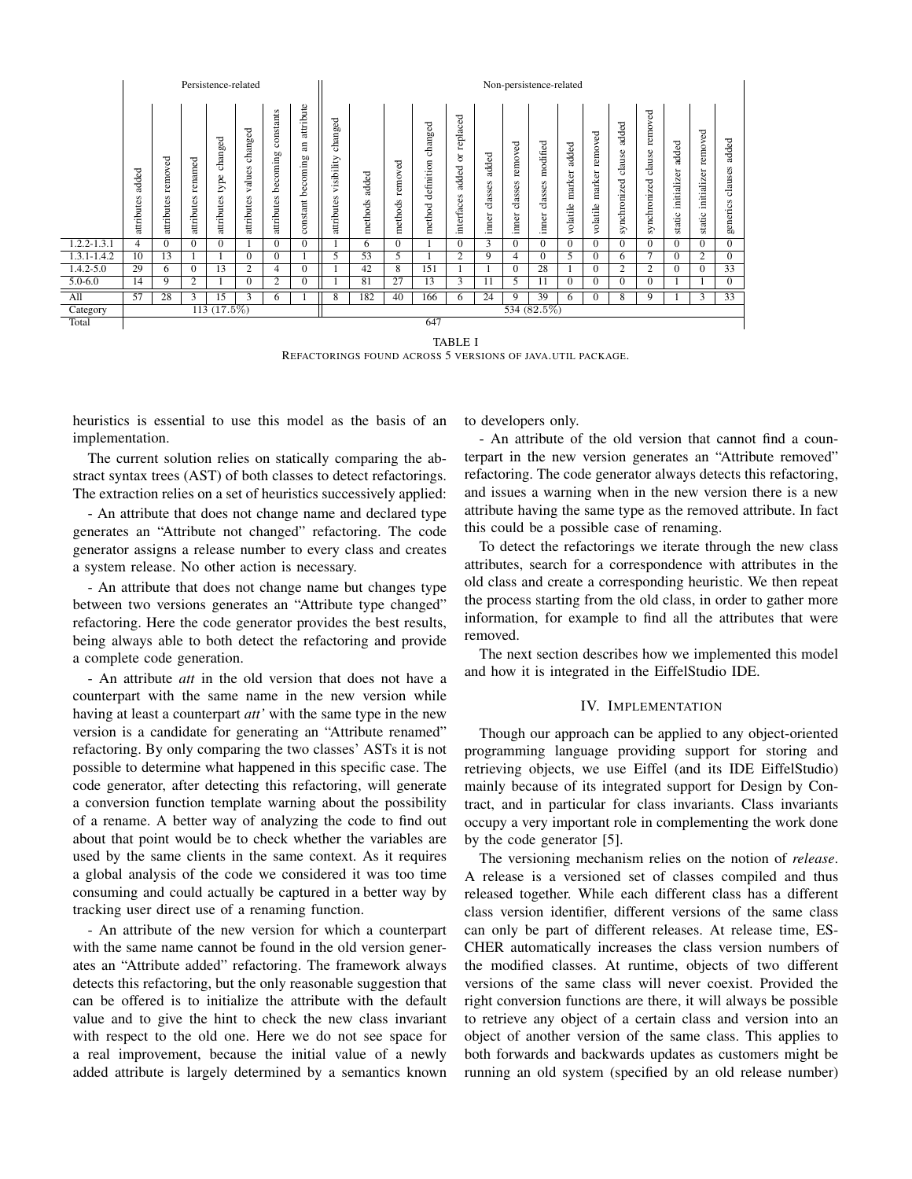| | Persistence-related | | | | | | | Non-persistence-related | | | | | | | | | | | | | | | | | |
|---|---|---|---|---|---|---|---|---|---|---|---|---|---|---|---|---|---|---|---|---|---|---|---|---|---|
| | attributes added | attributes removed | attributes renamed | attributes type changed | attributes values changed | attributes becoming constants | constant becoming an attribute | attributes visibility changed | methods added | methods removed | method definition changed | interfaces added or replaced | inner classes added | inner classes removed | inner classes modified | volatile marker added | volatile marker removed | synchronized clause added | synchronized clause removed | static initializer added | static initializer removed | generics clauses added |
| 1.2.2-1.3.1 | 4 | 0 | 0 | 0 | 1 | 0 | 0 | 1 | 6 | 0 | 1 | 0 | 3 | 0 | 0 | 0 | 0 | 0 | 0 | 0 | 0 | 0 |
| 1.3.1-1.4.2 | 10 | 13 | 1 | 1 | 0 | 0 | 1 | 5 | 53 | 5 | 1 | 2 | 9 | 4 | 0 | 5 | 0 | 6 | 7 | 0 | 2 | 0 |
| 1.4.2-5.0 | 29 | 6 | 0 | 13 | 2 | 4 | 0 | 1 | 42 | 8 | 151 | 1 | 1 | 0 | 28 | 1 | 0 | 2 | 2 | 0 | 0 | 33 |
| 5.0-6.0 | 14 | 9 | 2 | 1 | 0 | 2 | 0 | 1 | 81 | 27 | 13 | 3 | 11 | 5 | 11 | 0 | 0 | 0 | 0 | 1 | 1 | 0 |
| All | 57 | 28 | 3 | 15 | 3 | 6 | 1 | 8 | 182 | 40 | 166 | 6 | 24 | 9 | 39 | 6 | 0 | 8 | 9 | 1 | 3 | 33 |
| Category | 113 (17.5%) | | | | | | | 534 (82.5%) | | | | | | | | | | | | | | |
| Total | 647 | | | | | | | | | | | | | | | | | | | | | |

TABLE I
REFACTORINGS FOUND ACROSS 5 VERSIONS OF JAVA.UTIL PACKAGE.

heuristics is essential to use this model as the basis of an implementation.

The current solution relies on statically comparing the abstract syntax trees (AST) of both classes to detect refactorings. The extraction relies on a set of heuristics successively applied:

- An attribute that does not change name and declared type generates an "Attribute not changed" refactoring. The code generator assigns a release number to every class and creates a system release. No other action is necessary.

- An attribute that does not change name but changes type between two versions generates an "Attribute type changed" refactoring. Here the code generator provides the best results, being always able to both detect the refactoring and provide a complete code generation.

- An attribute *att* in the old version that does not have a counterpart with the same name in the new version while having at least a counterpart *att'* with the same type in the new version is a candidate for generating an "Attribute renamed" refactoring. By only comparing the two classes' ASTs it is not possible to determine what happened in this specific case. The code generator, after detecting this refactoring, will generate a conversion function template warning about the possibility of a rename. A better way of analyzing the code to find out about that point would be to check whether the variables are used by the same clients in the same context. As it requires a global analysis of the code we considered it was too time consuming and could actually be captured in a better way by tracking user direct use of a renaming function.

- An attribute of the new version for which a counterpart with the same name cannot be found in the old version generates an "Attribute added" refactoring. The framework always detects this refactoring, but the only reasonable suggestion that can be offered is to initialize the attribute with the default value and to give the hint to check the new class invariant with respect to the old one. Here we do not see space for a real improvement, because the initial value of a newly added attribute is largely determined by a semantics known to developers only.

- An attribute of the old version that cannot find a counterpart in the new version generates an "Attribute removed" refactoring. The code generator always detects this refactoring, and issues a warning when in the new version there is a new attribute having the same type as the removed attribute. In fact this could be a possible case of renaming.

To detect the refactorings we iterate through the new class attributes, search for a correspondence with attributes in the old class and create a corresponding heuristic. We then repeat the process starting from the old class, in order to gather more information, for example to find all the attributes that were removed.

The next section describes how we implemented this model and how it is integrated in the EiffelStudio IDE.

## IV. IMPLEMENTATION

Though our approach can be applied to any object-oriented programming language providing support for storing and retrieving objects, we use Eiffel (and its IDE EiffelStudio) mainly because of its integrated support for Design by Contract, and in particular for class invariants. Class invariants occupy a very important role in complementing the work done by the code generator [5].

The versioning mechanism relies on the notion of *release*. A release is a versioned set of classes compiled and thus released together. While each different class has a different class version identifier, different versions of the same class can only be part of different releases. At release time, ESCHER automatically increases the class version numbers of the modified classes. At runtime, objects of two different versions of the same class will never coexist. Provided the right conversion functions are there, it will always be possible to retrieve any object of a certain class and version into an object of another version of the same class. This applies to both forwards and backwards updates as customers might be running an old system (specified by an old release number)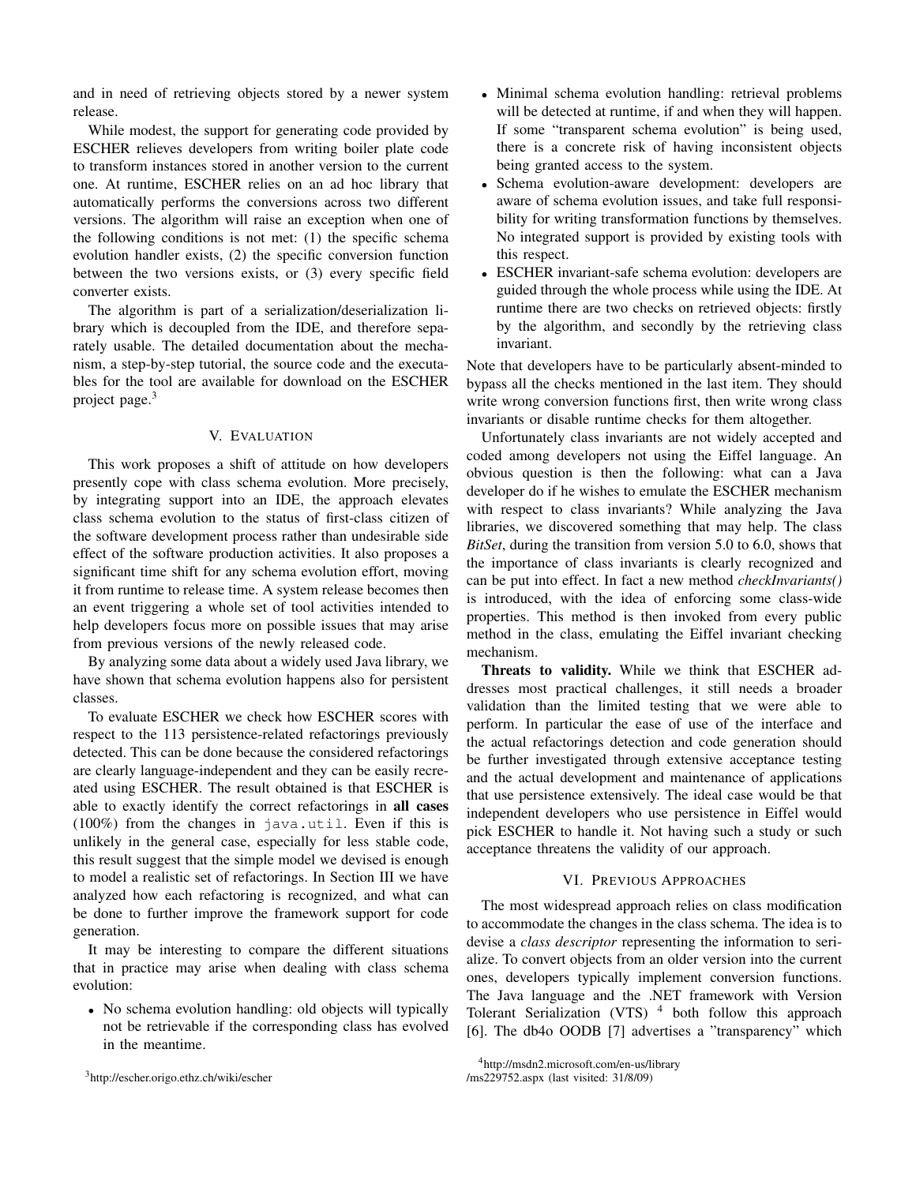and in need of retrieving objects stored by a newer system release.

While modest, the support for generating code provided by ESCHER relieves developers from writing boiler plate code to transform instances stored in another version to the current one. At runtime, ESCHER relies on an ad hoc library that automatically performs the conversions across two different versions. The algorithm will raise an exception when one of the following conditions is not met: (1) the specific schema evolution handler exists, (2) the specific conversion function between the two versions exists, or (3) every specific field converter exists.

The algorithm is part of a serialization/deserialization library which is decoupled from the IDE, and therefore separately usable. The detailed documentation about the mechanism, a step-by-step tutorial, the source code and the executables for the tool are available for download on the ESCHER project page.[3]

## V. Evaluation

This work proposes a shift of attitude on how developers presently cope with class schema evolution. More precisely, by integrating support into an IDE, the approach elevates class schema evolution to the status of first-class citizen of the software development process rather than undesirable side effect of the software production activities. It also proposes a significant time shift for any schema evolution effort, moving it from runtime to release time. A system release becomes then an event triggering a whole set of tool activities intended to help developers focus more on possible issues that may arise from previous versions of the newly released code.

By analyzing some data about a widely used Java library, we have shown that schema evolution happens also for persistent classes.

To evaluate ESCHER we check how ESCHER scores with respect to the 113 persistence-related refactorings previously detected. This can be done because the considered refactorings are clearly language-independent and they can be easily recreated using ESCHER. The result obtained is that ESCHER is able to exactly identify the correct refactorings in **all cases** (100%) from the changes in `java.util`. Even if this is unlikely in the general case, especially for less stable code, this result suggest that the simple model we devised is enough to model a realistic set of refactorings. In Section III we have analyzed how each refactoring is recognized, and what can be done to further improve the framework support for code generation.

It may be interesting to compare the different situations that in practice may arise when dealing with class schema evolution:

- No schema evolution handling: old objects will typically not be retrievable if the corresponding class has evolved in the meantime.
- Minimal schema evolution handling: retrieval problems will be detected at runtime, if and when they will happen. If some "transparent schema evolution" is being used, there is a concrete risk of having inconsistent objects being granted access to the system.
- Schema evolution-aware development: developers are aware of schema evolution issues, and take full responsibility for writing transformation functions by themselves. No integrated support is provided by existing tools with this respect.
- ESCHER invariant-safe schema evolution: developers are guided through the whole process while using the IDE. At runtime there are two checks on retrieved objects: firstly by the algorithm, and secondly by the retrieving class invariant.

Note that developers have to be particularly absent-minded to bypass all the checks mentioned in the last item. They should write wrong conversion functions first, then write wrong class invariants or disable runtime checks for them altogether.

Unfortunately class invariants are not widely accepted and coded among developers not using the Eiffel language. An obvious question is then the following: what can a Java developer do if he wishes to emulate the ESCHER mechanism with respect to class invariants? While analyzing the Java libraries, we discovered something that may help. The class *BitSet*, during the transition from version 5.0 to 6.0, shows that the importance of class invariants is clearly recognized and can be put into effect. In fact a new method *checkInvariants()* is introduced, with the idea of enforcing some class-wide properties. This method is then invoked from every public method in the class, emulating the Eiffel invariant checking mechanism.

**Threats to validity.** While we think that ESCHER addresses most practical challenges, it still needs a broader validation than the limited testing that we were able to perform. In particular the ease of use of the interface and the actual refactorings detection and code generation should be further investigated through extensive acceptance testing and the actual development and maintenance of applications that use persistence extensively. The ideal case would be that independent developers who use persistence in Eiffel would pick ESCHER to handle it. Not having such a study or such acceptance threatens the validity of our approach.

## VI. Previous Approaches

The most widespread approach relies on class modification to accommodate the changes in the class schema. The idea is to devise a *class descriptor* representing the information to serialize. To convert objects from an older version into the current ones, developers typically implement conversion functions. The Java language and the .NET framework with Version Tolerant Serialization (VTS) [4] both follow this approach [6]. The db4o OODB [7] advertises a "transparency" which

[3] http://escher.origo.ethz.ch/wiki/escher

[4] http://msdn2.microsoft.com/en-us/library/ms229752.aspx (last visited: 31/8/09)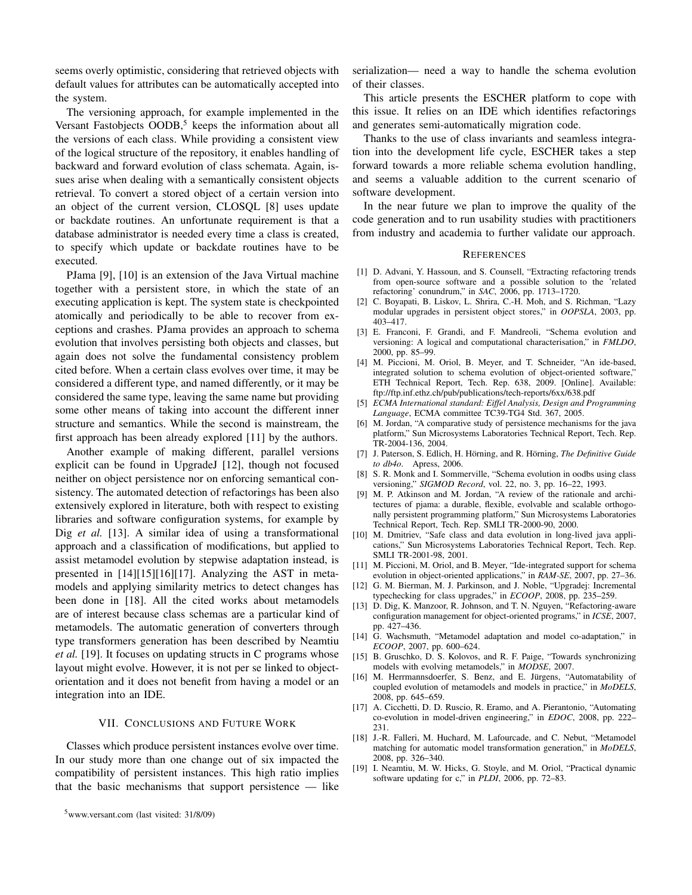seems overly optimistic, considering that retrieved objects with default values for attributes can be automatically accepted into the system.

The versioning approach, for example implemented in the Versant Fastobjects OODB,[5] keeps the information about all the versions of each class. While providing a consistent view of the logical structure of the repository, it enables handling of backward and forward evolution of class schemata. Again, issues arise when dealing with a semantically consistent objects retrieval. To convert a stored object of a certain version into an object of the current version, CLOSQL [8] uses update or backdate routines. An unfortunate requirement is that a database administrator is needed every time a class is created, to specify which update or backdate routines have to be executed.

PJama [9], [10] is an extension of the Java Virtual machine together with a persistent store, in which the state of an executing application is kept. The system state is checkpointed atomically and periodically to be able to recover from exceptions and crashes. PJama provides an approach to schema evolution that involves persisting both objects and classes, but again does not solve the fundamental consistency problem cited before. When a certain class evolves over time, it may be considered a different type, and named differently, or it may be considered the same type, leaving the same name but providing some other means of taking into account the different inner structure and semantics. While the second is mainstream, the first approach has been already explored [11] by the authors.

Another example of making different, parallel versions explicit can be found in UpgradeJ [12], though not focused neither on object persistence nor on enforcing semantical consistency. The automated detection of refactorings has been also extensively explored in literature, both with respect to existing libraries and software configuration systems, for example by Dig *et al.* [13]. A similar idea of using a transformational approach and a classification of modifications, but applied to assist metamodel evolution by stepwise adaptation instead, is presented in [14][15][16][17]. Analyzing the AST in metamodels and applying similarity metrics to detect changes has been done in [18]. All the cited works about metamodels are of interest because class schemas are a particular kind of metamodels. The automatic generation of converters through type transformers generation has been described by Neamtiu *et al.* [19]. It focuses on updating structs in C programs whose layout might evolve. However, it is not per se linked to object-orientation and it does not benefit from having a model or an integration into an IDE.

## VII. Conclusions and Future Work

Classes which produce persistent instances evolve over time. In our study more than one change out of six impacted the compatibility of persistent instances. This high ratio implies that the basic mechanisms that support persistence — like serialization— need a way to handle the schema evolution of their classes.

This article presents the ESCHER platform to cope with this issue. It relies on an IDE which identifies refactorings and generates semi-automatically migration code.

Thanks to the use of class invariants and seamless integration into the development life cycle, ESCHER takes a step forward towards a more reliable schema evolution handling, and seems a valuable addition to the current scenario of software development.

In the near future we plan to improve the quality of the code generation and to run usability studies with practitioners from industry and academia to further validate our approach.

[5] www.versant.com (last visited: 31/8/09)

## References

[1] D. Advani, Y. Hassoun, and S. Counsell, "Extracting refactoring trends from open-source software and a possible solution to the 'related refactoring' conundrum," in *SAC*, 2006, pp. 1713–1720.

[2] C. Boyapati, B. Liskov, L. Shrira, C.-H. Moh, and S. Richman, "Lazy modular upgrades in persistent object stores," in *OOPSLA*, 2003, pp. 403–417.

[3] E. Franconi, F. Grandi, and F. Mandreoli, "Schema evolution and versioning: A logical and computational characterisation," in *FMLDO*, 2000, pp. 85–99.

[4] M. Piccioni, M. Oriol, B. Meyer, and T. Schneider, "An ide-based, integrated solution to schema evolution of object-oriented software," ETH Technical Report, Tech. Rep. 638, 2009. [Online]. Available: ftp://ftp.inf.ethz.ch/pub/publications/tech-reports/6xx/638.pdf

[5] *ECMA International standard: Eiffel Analysis, Design and Programming Language*, ECMA committee TC39-TG4 Std. 367, 2005.

[6] M. Jordan, "A comparative study of persistence mechanisms for the java platform," Sun Microsystems Laboratories Technical Report, Tech. Rep. TR-2004-136, 2004.

[7] J. Paterson, S. Edlich, H. Hörning, and R. Hörning, *The Definitive Guide to db4o*. Apress, 2006.

[8] S. R. Monk and I. Sommerville, "Schema evolution in oodbs using class versioning," *SIGMOD Record*, vol. 22, no. 3, pp. 16–22, 1993.

[9] M. P. Atkinson and M. Jordan, "A review of the rationale and architectures of pjama: a durable, flexible, evolvable and scalable orthogonally persistent programming platform," Sun Microsystems Laboratories Technical Report, Tech. Rep. SMLI TR-2000-90, 2000.

[10] M. Dmitriev, "Safe class and data evolution in long-lived java applications," Sun Microsystems Laboratories Technical Report, Tech. Rep. SMLI TR-2001-98, 2001.

[11] M. Piccioni, M. Oriol, and B. Meyer, "Ide-integrated support for schema evolution in object-oriented applications," in *RAM-SE*, 2007, pp. 27–36.

[12] G. M. Bierman, M. J. Parkinson, and J. Noble, "Upgradej: Incremental typechecking for class upgrades," in *ECOOP*, 2008, pp. 235–259.

[13] D. Dig, K. Manzoor, R. Johnson, and T. N. Nguyen, "Refactoring-aware configuration management for object-oriented programs," in *ICSE*, 2007, pp. 427–436.

[14] G. Wachsmuth, "Metamodel adaptation and model co-adaptation," in *ECOOP*, 2007, pp. 600–624.

[15] B. Gruschko, D. S. Kolovos, and R. F. Paige, "Towards synchronizing models with evolving metamodels," in *MODSE*, 2007.

[16] M. Herrmannsdoerfer, S. Benz, and E. Jürgens, "Automatability of coupled evolution of metamodels and models in practice," in *MoDELS*, 2008, pp. 645–659.

[17] A. Cicchetti, D. D. Ruscio, R. Eramo, and A. Pierantonio, "Automating co-evolution in model-driven engineering," in *EDOC*, 2008, pp. 222–231.

[18] J.-R. Falleri, M. Huchard, M. Lafourcade, and C. Nebut, "Metamodel matching for automatic model transformation generation," in *MoDELS*, 2008, pp. 326–340.

[19] I. Neamtiu, M. W. Hicks, G. Stoyle, and M. Oriol, "Practical dynamic software updating for c," in *PLDI*, 2006, pp. 72–83.